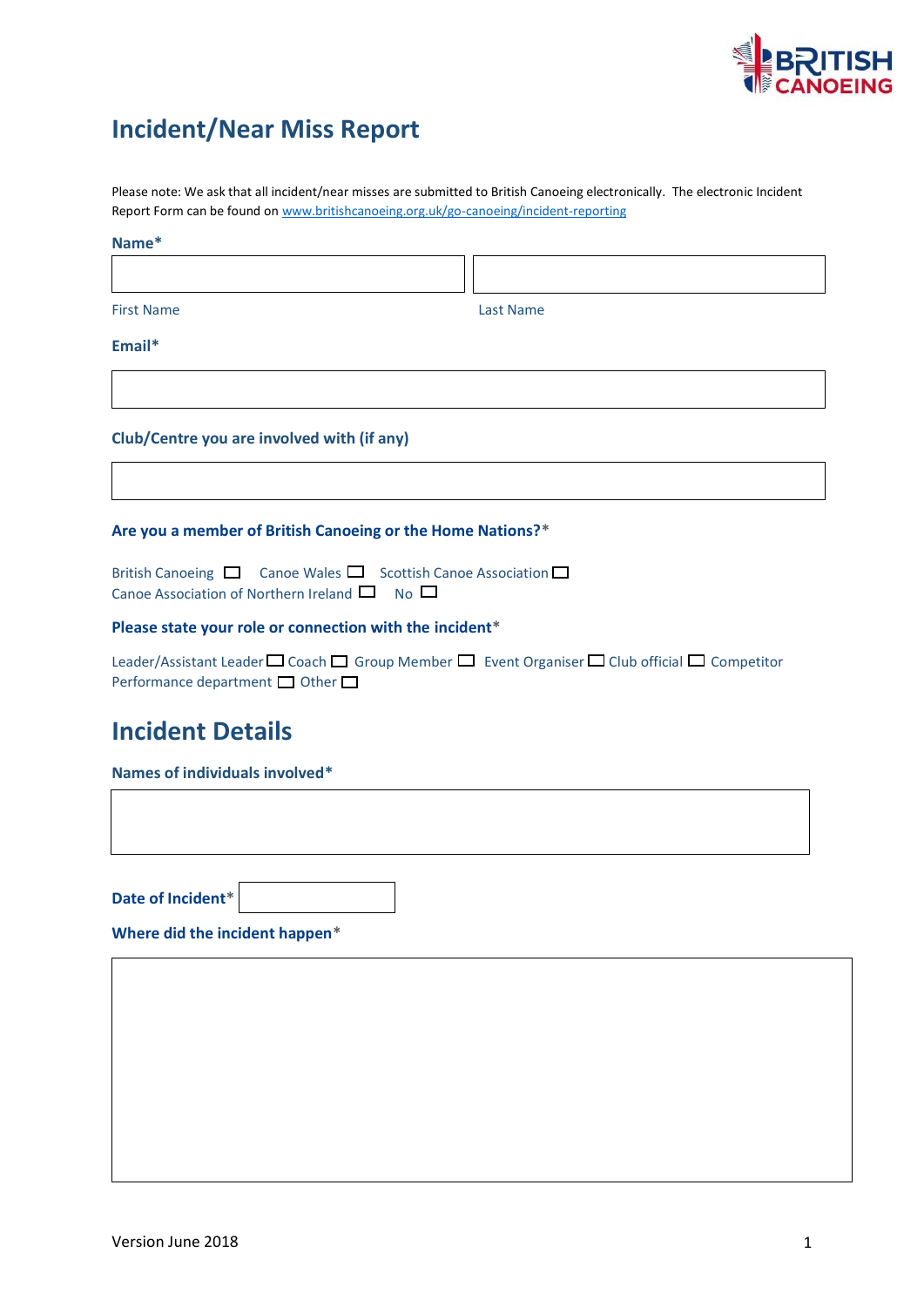# Incident/Near Miss Report

Please note: We ask that all incident/near misses are submitted to British Canoeing electronically. The electronic Incident Report Form can be found on [www.britishcanoeing.org.uk/go-canoeing/incident-reporting](www.britishcanoeing.org.uk/go-canoeing/incident-reporting)

**Name***

| | |
|---|---|
| First Name | Last Name |

**Email***

**Club/Centre you are involved with (if any)**

**Are you a member of British Canoeing or the Home Nations?***

British Canoeing ☐ Canoe Wales ☐ Scottish Canoe Association ☐
Canoe Association of Northern Ireland ☐ No ☐

**Please state your role or connection with the incident***

Leader/Assistant Leader ☐ Coach ☐ Group Member ☐ Event Organiser ☐ Club official ☐ Competitor
Performance department ☐ Other ☐

## Incident Details

**Names of individuals involved***

**Date of Incident***

**Where did the incident happen***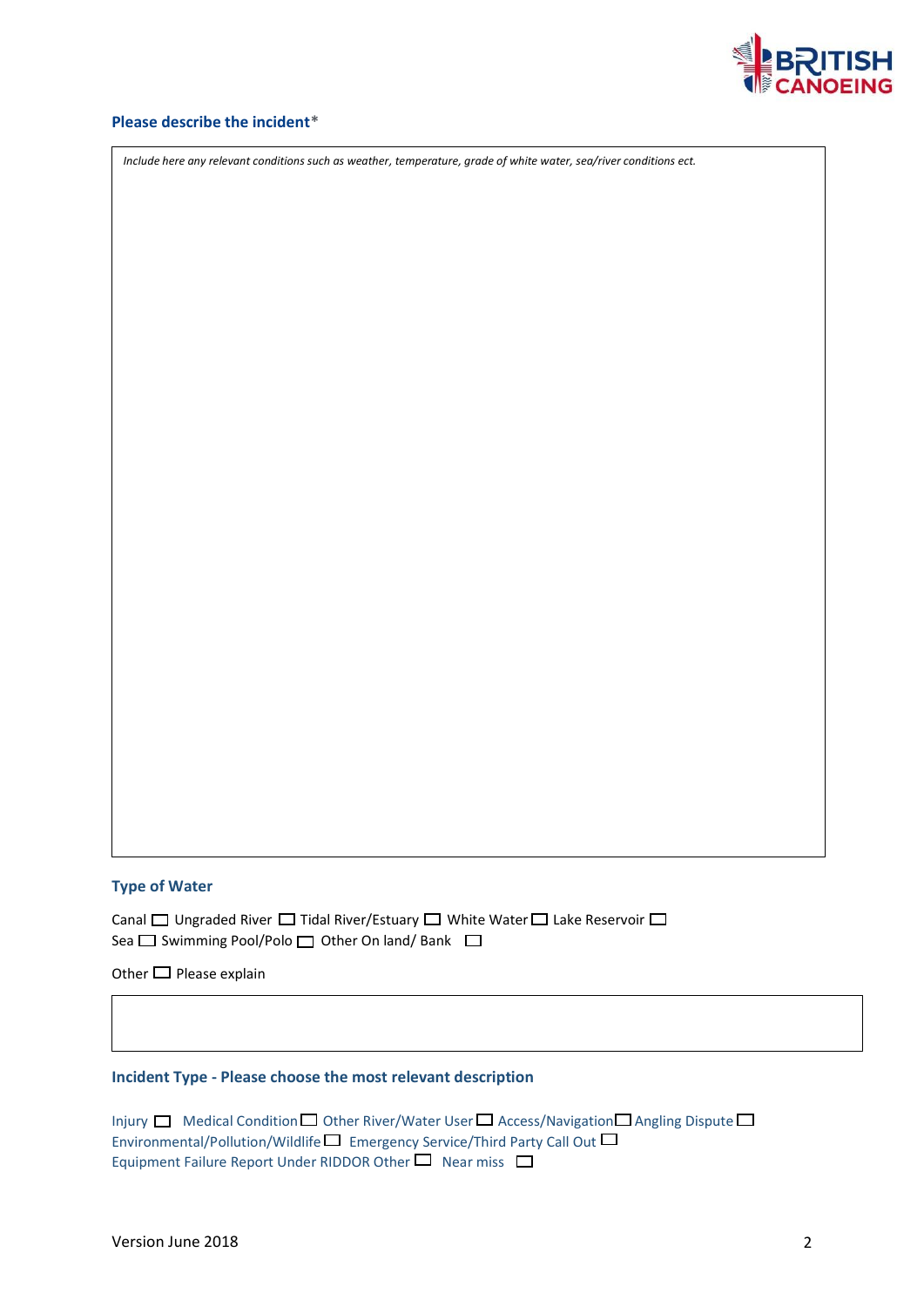### Please describe the incident*

*Include here any relevant conditions such as weather, temperature, grade of white water, sea/river conditions ect.*

### Type of Water

Canal ☐ Ungraded River ☐ Tidal River/Estuary ☐ White Water ☐ Lake Reservoir ☐
Sea ☐ Swimming Pool/Polo ☐ Other On land/ Bank ☐

Other ☐ Please explain

### Incident Type - Please choose the most relevant description

Injury ☐ Medical Condition ☐ Other River/Water User ☐ Access/Navigation ☐ Angling Dispute ☐
Environmental/Pollution/Wildlife ☐ Emergency Service/Third Party Call Out ☐
Equipment Failure Report Under RIDDOR Other ☐ Near miss ☐

Version June 2018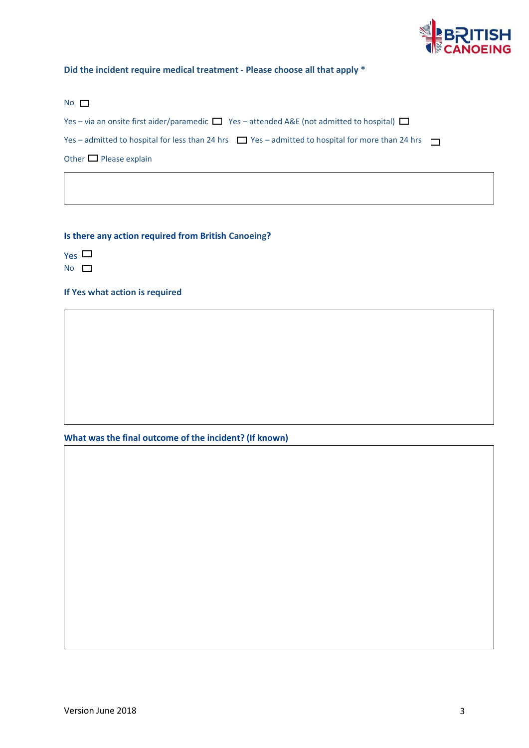**Did the incident require medical treatment - Please choose all that apply ***

No ☐

Yes – via an onsite first aider/paramedic ☐ Yes – attended A&E (not admitted to hospital) ☐

Yes – admitted to hospital for less than 24 hrs ☐ Yes – admitted to hospital for more than 24 hrs ☐

Other ☐ Please explain

| |
|---|
| |

**Is there any action required from British Canoeing?**

Yes ☐
No ☐

**If Yes what action is required**

| |
|---|
| |

**What was the final outcome of the incident? (If known)**

| |
|---|
| |

Version June 2018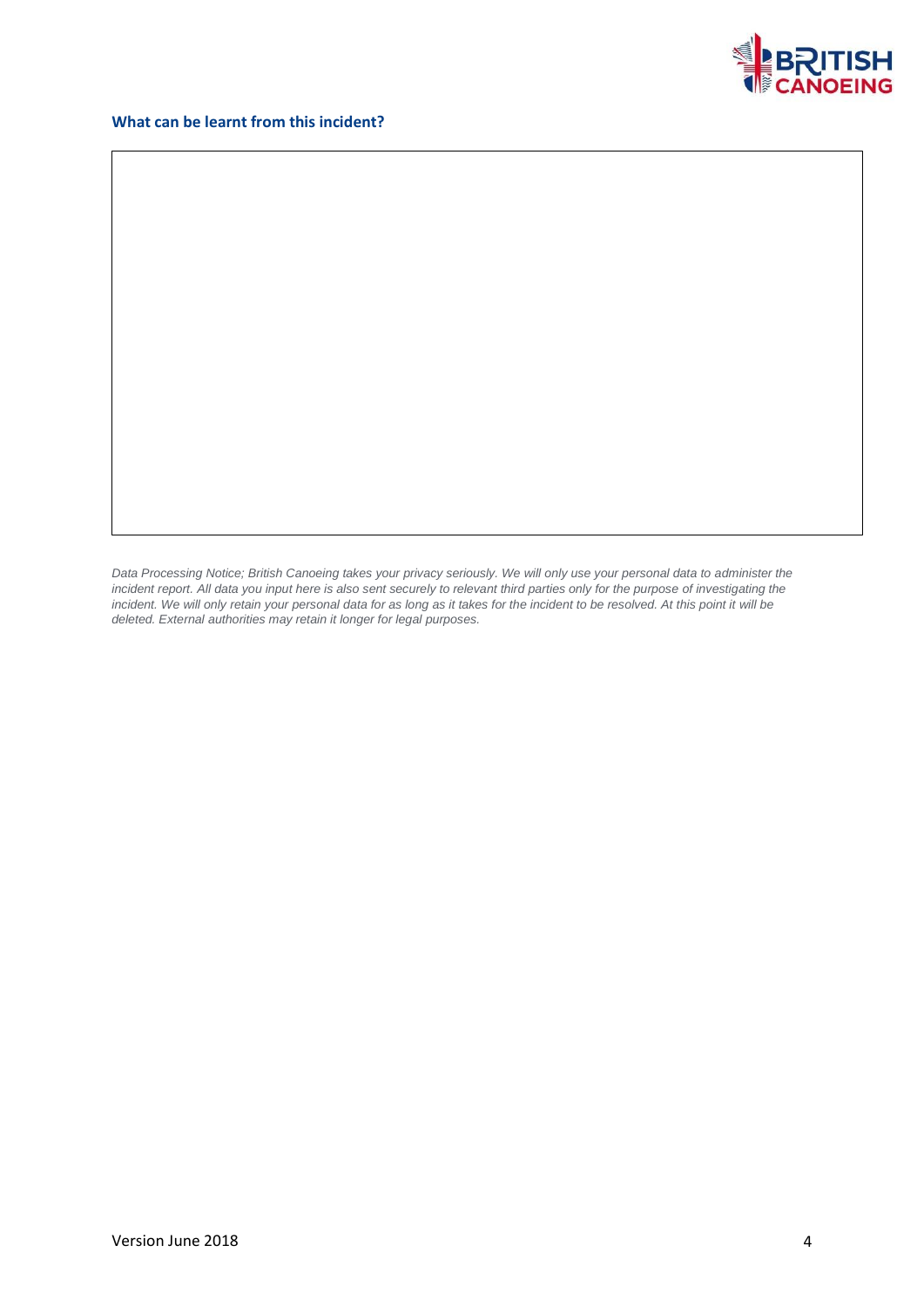### What can be learnt from this incident?

*Data Processing Notice; British Canoeing takes your privacy seriously. We will only use your personal data to administer the incident report. All data you input here is also sent securely to relevant third parties only for the purpose of investigating the incident. We will only retain your personal data for as long as it takes for the incident to be resolved. At this point it will be deleted. External authorities may retain it longer for legal purposes.*